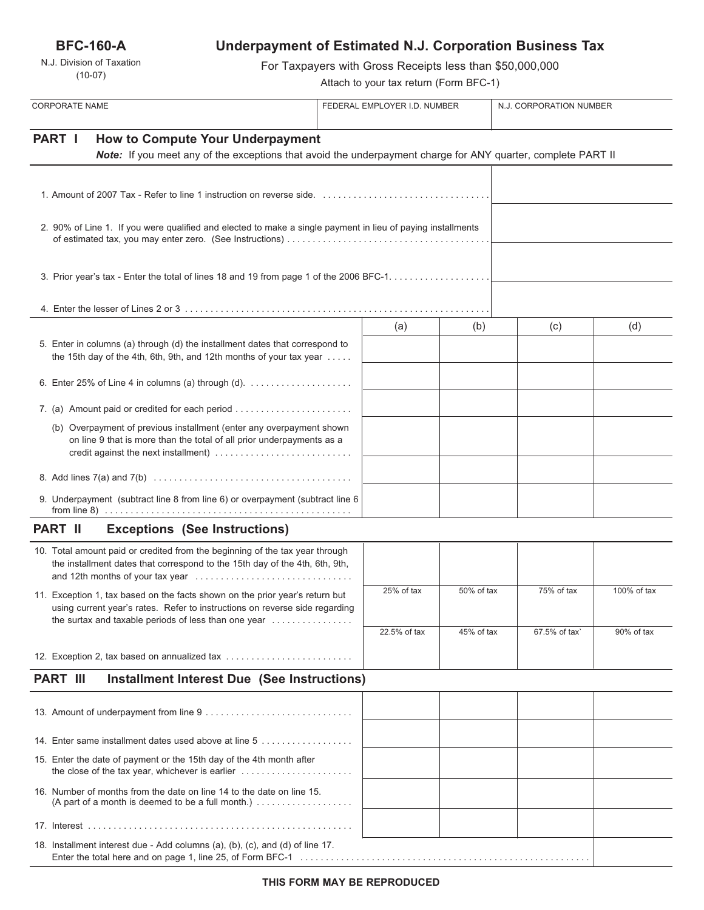**BFC-160-A**

N.J. Division of Taxation
(10-07)

# Underpayment of Estimated N.J. Corporation Business Tax

For Taxpayers with Gross Receipts less than $50,000,000

Attach to your tax return (Form BFC-1)

| CORPORATE NAME | FEDERAL EMPLOYER I.D. NUMBER | N.J. CORPORATION NUMBER |
|---|---|---|
| | | |

## PART I How to Compute Your Underpayment

***Note:*** If you meet any of the exceptions that avoid the underpayment charge for ANY quarter, complete PART II

| | |
|---|---|
| 1. Amount of 2007 Tax - Refer to line 1 instruction on reverse side. | |
| 2. 90% of Line 1. If you were qualified and elected to make a single payment in lieu of paying installments of estimated tax, you may enter zero. (See Instructions) | |
| 3. Prior year's tax - Enter the total of lines 18 and 19 from page 1 of the 2006 BFC-1. | |
| 4. Enter the lesser of Lines 2 or 3 | |

| | (a) | (b) | (c) | (d) |
|---|---|---|---|---|
| 5. Enter in columns (a) through (d) the installment dates that correspond to the 15th day of the 4th, 6th, 9th, and 12th months of your tax year | | | | |
| 6. Enter 25% of Line 4 in columns (a) through (d). | | | | |
| 7. (a) Amount paid or credited for each period | | | | |
| (b) Overpayment of previous installment (enter any overpayment shown on line 9 that is more than the total of all prior underpayments as a credit against the next installment) | | | | |
| 8. Add lines 7(a) and 7(b) | | | | |
| 9. Underpayment (subtract line 8 from line 6) or overpayment (subtract line 6 from line 8) | | | | |

## PART II Exceptions (See Instructions)

| | | | | |
|---|---|---|---|---|
| 10. Total amount paid or credited from the beginning of the tax year through the installment dates that correspond to the 15th day of the 4th, 6th, 9th, and 12th months of your tax year | | | | |
| 11. Exception 1, tax based on the facts shown on the prior year's return but using current year's rates. Refer to instructions on reverse side regarding the surtax and taxable periods of less than one year | 25% of tax | 50% of tax | 75% of tax | 100% of tax |
| 12. Exception 2, tax based on annualized tax | 22.5% of tax | 45% of tax | 67.5% of tax` | 90% of tax |

## PART III Installment Interest Due (See Instructions)

| | | | | |
|---|---|---|---|---|
| 13. Amount of underpayment from line 9 | | | | |
| 14. Enter same installment dates used above at line 5 | | | | |
| 15. Enter the date of payment or the 15th day of the 4th month after the close of the tax year, whichever is earlier | | | | |
| 16. Number of months from the date on line 14 to the date on line 15. (A part of a month is deemed to be a full month.) | | | | |
| 17. Interest | | | | |
| 18. Installment interest due - Add columns (a), (b), (c), and (d) of line 17. Enter the total here and on page 1, line 25, of Form BFC-1 | | | | |

**THIS FORM MAY BE REPRODUCED**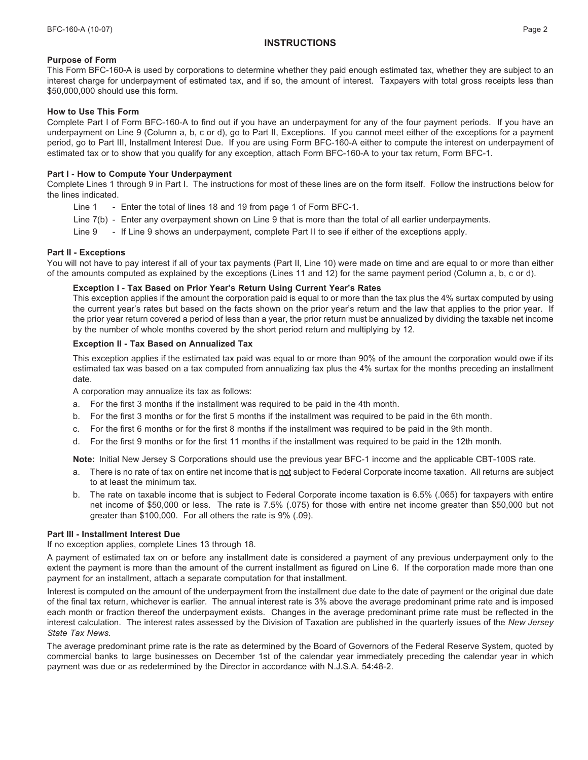# INSTRUCTIONS

### Purpose of Form

This Form BFC-160-A is used by corporations to determine whether they paid enough estimated tax, whether they are subject to an interest charge for underpayment of estimated tax, and if so, the amount of interest. Taxpayers with total gross receipts less than $50,000,000 should use this form.

### How to Use This Form

Complete Part I of Form BFC-160-A to find out if you have an underpayment for any of the four payment periods. If you have an underpayment on Line 9 (Column a, b, c or d), go to Part II, Exceptions. If you cannot meet either of the exceptions for a payment period, go to Part III, Installment Interest Due. If you are using Form BFC-160-A either to compute the interest on underpayment of estimated tax or to show that you qualify for any exception, attach Form BFC-160-A to your tax return, Form BFC-1.

### Part I - How to Compute Your Underpayment

Complete Lines 1 through 9 in Part I. The instructions for most of these lines are on the form itself. Follow the instructions below for the lines indicated.

- Line 1 - Enter the total of lines 18 and 19 from page 1 of Form BFC-1.
- Line 7(b) - Enter any overpayment shown on Line 9 that is more than the total of all earlier underpayments.
- Line 9 - If Line 9 shows an underpayment, complete Part II to see if either of the exceptions apply.

### Part II - Exceptions

You will not have to pay interest if all of your tax payments (Part II, Line 10) were made on time and are equal to or more than either of the amounts computed as explained by the exceptions (Lines 11 and 12) for the same payment period (Column a, b, c or d).

**Exception I - Tax Based on Prior Year's Return Using Current Year's Rates**

This exception applies if the amount the corporation paid is equal to or more than the tax plus the 4% surtax computed by using the current year's rates but based on the facts shown on the prior year's return and the law that applies to the prior year. If the prior year return covered a period of less than a year, the prior return must be annualized by dividing the taxable net income by the number of whole months covered by the short period return and multiplying by 12.

**Exception II - Tax Based on Annualized Tax**

This exception applies if the estimated tax paid was equal to or more than 90% of the amount the corporation would owe if its estimated tax was based on a tax computed from annualizing tax plus the 4% surtax for the months preceding an installment date.

A corporation may annualize its tax as follows:

a. For the first 3 months if the installment was required to be paid in the 4th month.
b. For the first 3 months or for the first 5 months if the installment was required to be paid in the 6th month.
c. For the first 6 months or for the first 8 months if the installment was required to be paid in the 9th month.
d. For the first 9 months or for the first 11 months if the installment was required to be paid in the 12th month.

**Note:** Initial New Jersey S Corporations should use the previous year BFC-1 income and the applicable CBT-100S rate.

a. There is no rate of tax on entire net income that is not subject to Federal Corporate income taxation. All returns are subject to at least the minimum tax.
b. The rate on taxable income that is subject to Federal Corporate income taxation is 6.5% (.065) for taxpayers with entire net income of $50,000 or less. The rate is 7.5% (.075) for those with entire net income greater than $50,000 but not greater than $100,000. For all others the rate is 9% (.09).

### Part III - Installment Interest Due

If no exception applies, complete Lines 13 through 18.

A payment of estimated tax on or before any installment date is considered a payment of any previous underpayment only to the extent the payment is more than the amount of the current installment as figured on Line 6. If the corporation made more than one payment for an installment, attach a separate computation for that installment.

Interest is computed on the amount of the underpayment from the installment due date to the date of payment or the original due date of the final tax return, whichever is earlier. The annual interest rate is 3% above the average predominant prime rate and is imposed each month or fraction thereof the underpayment exists. Changes in the average predominant prime rate must be reflected in the interest calculation. The interest rates assessed by the Division of Taxation are published in the quarterly issues of the *New Jersey State Tax News.*

The average predominant prime rate is the rate as determined by the Board of Governors of the Federal Reserve System, quoted by commercial banks to large businesses on December 1st of the calendar year immediately preceding the calendar year in which payment was due or as redetermined by the Director in accordance with N.J.S.A. 54:48-2.